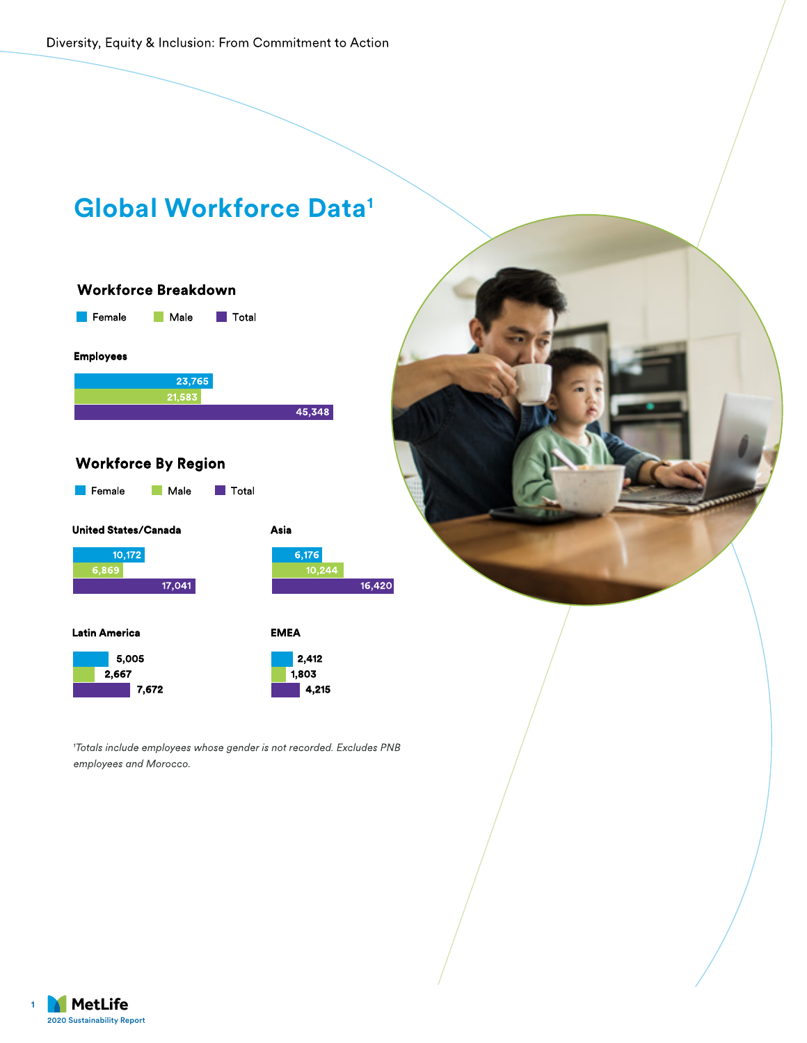# Global Workforce Data[1]

## Workforce Breakdown

| | Female | Male | Total |
|---|---|---|---|
| Employees | 23,765 | 21,583 | 45,348 |

## Workforce By Region

| Region | Female | Male | Total |
|---|---|---|---|
| United States/Canada | 10,172 | 6,869 | 17,041 |
| Asia | 6,176 | 10,244 | 16,420 |
| Latin America | 5,005 | 2,667 | 7,672 |
| EMEA | 2,412 | 1,803 | 4,215 |

*[1]Totals include employees whose gender is not recorded. Excludes PNB employees and Morocco.*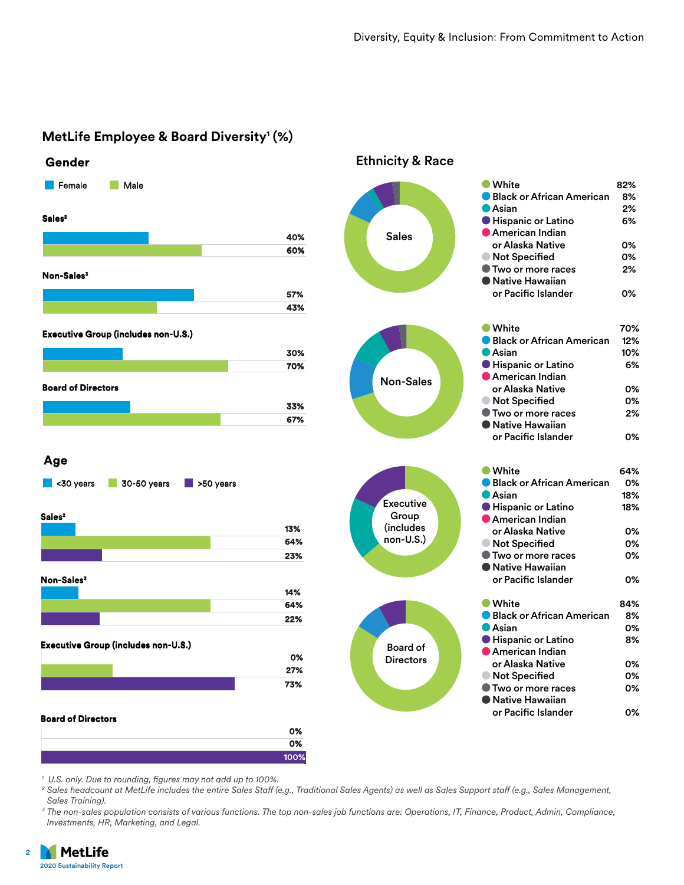## MetLife Employee & Board Diversity[1] (%)

### Gender

| | Female | Male |
|---|---|---|
| Sales[2] | 40% | 60% |
| Non-Sales[3] | 57% | 43% |
| Executive Group (includes non-U.S.) | 30% | 70% |
| Board of Directors | 33% | 67% |

### Age

| | <30 years | 30-50 years | >50 years |
|---|---|---|---|
| Sales[2] | 13% | 64% | 23% |
| Non-Sales[3] | 14% | 64% | 22% |
| Executive Group (includes non-U.S.) | 0% | 27% | 73% |
| Board of Directors | 0% | 0% | 100% |

### Ethnicity & Race

| | Sales | Non-Sales | Executive Group (includes non-U.S.) | Board of Directors |
|---|---|---|---|---|
| White | 82% | 70% | 64% | 84% |
| Black or African American | 8% | 12% | 0% | 8% |
| Asian | 2% | 10% | 18% | 0% |
| Hispanic or Latino | 6% | 6% | 18% | 8% |
| American Indian or Alaska Native | 0% | 0% | 0% | 0% |
| Not Specified | 0% | 0% | 0% | 0% |
| Two or more races | 2% | 2% | 0% | 0% |
| Native Hawaiian or Pacific Islander | 0% | 0% | 0% | 0% |

*[1] U.S. only. Due to rounding, figures may not add up to 100%.*

*[2] Sales headcount at MetLife includes the entire Sales Staff (e.g., Traditional Sales Agents) as well as Sales Support staff (e.g., Sales Management, Sales Training).*

*[3] The non-sales population consists of various functions. The top non-sales job functions are: Operations, IT, Finance, Product, Admin, Compliance, Investments, HR, Marketing, and Legal.*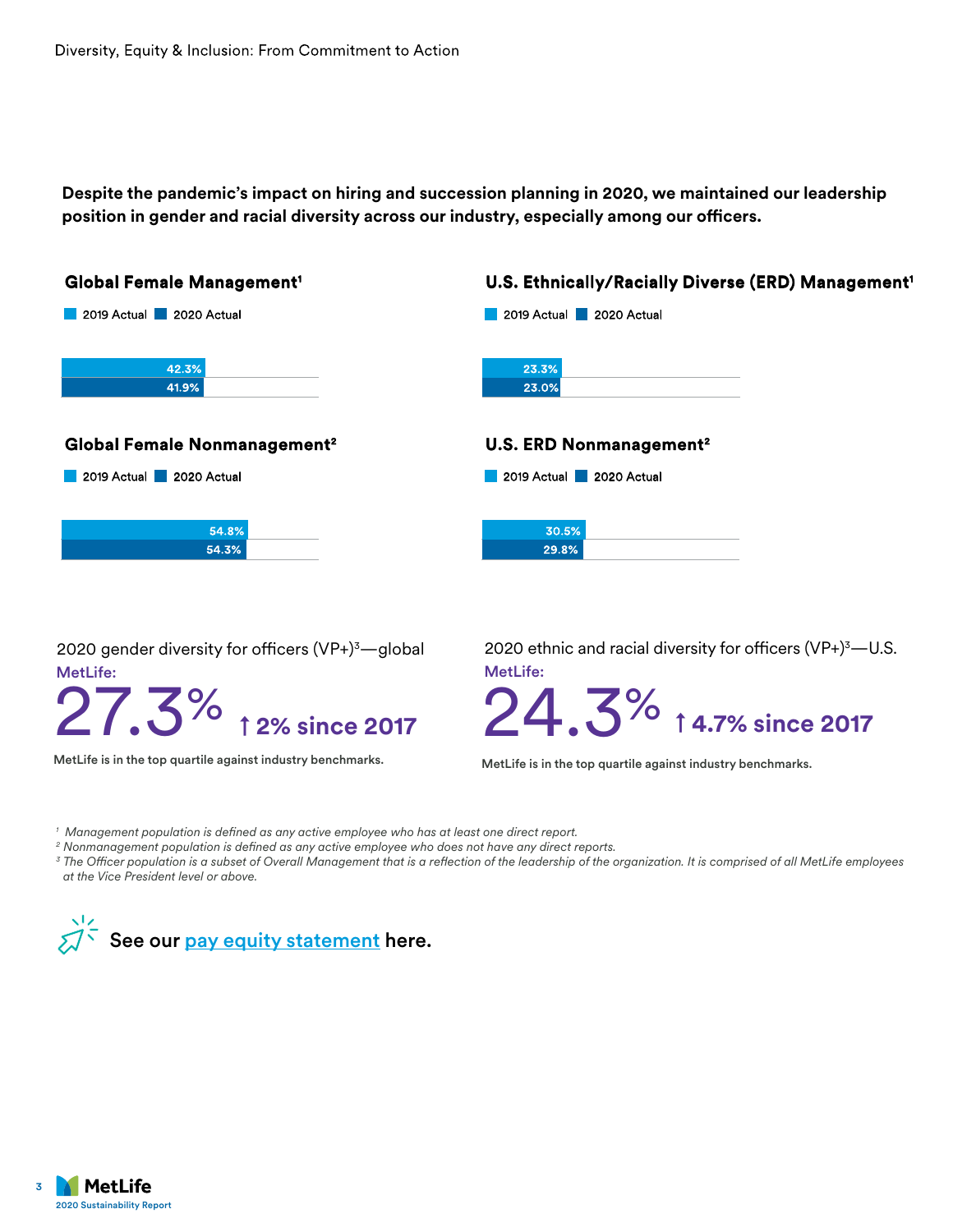**Despite the pandemic's impact on hiring and succession planning in 2020, we maintained our leadership position in gender and racial diversity across our industry, especially among our officers.**

### Global Female Management[1]

| | 2019 Actual | 2020 Actual |
|---|---|---|
| Global Female Management | 42.3% | 41.9% |

### U.S. Ethnically/Racially Diverse (ERD) Management[1]

| | 2019 Actual | 2020 Actual |
|---|---|---|
| U.S. ERD Management | 23.3% | 23.0% |

### Global Female Nonmanagement[2]

| | 2019 Actual | 2020 Actual |
|---|---|---|
| Global Female Nonmanagement | 54.8% | 54.3% |

### U.S. ERD Nonmanagement[2]

| | 2019 Actual | 2020 Actual |
|---|---|---|
| U.S. ERD Nonmanagement | 30.5% | 29.8% |

2020 gender diversity for officers (VP+)[3]—global

**MetLife:**

# 27.3% ↑ 2% since 2017

MetLife is in the top quartile against industry benchmarks.

2020 ethnic and racial diversity for officers (VP+)[3]—U.S.

**MetLife:**

# 24.3% ↑ 4.7% since 2017

MetLife is in the top quartile against industry benchmarks.

*[1] Management population is defined as any active employee who has at least one direct report.*
*[2] Nonmanagement population is defined as any active employee who does not have any direct reports.*
*[3] The Officer population is a subset of Overall Management that is a reflection of the leadership of the organization. It is comprised of all MetLife employees at the Vice President level or above.*

**See our pay equity statement here.**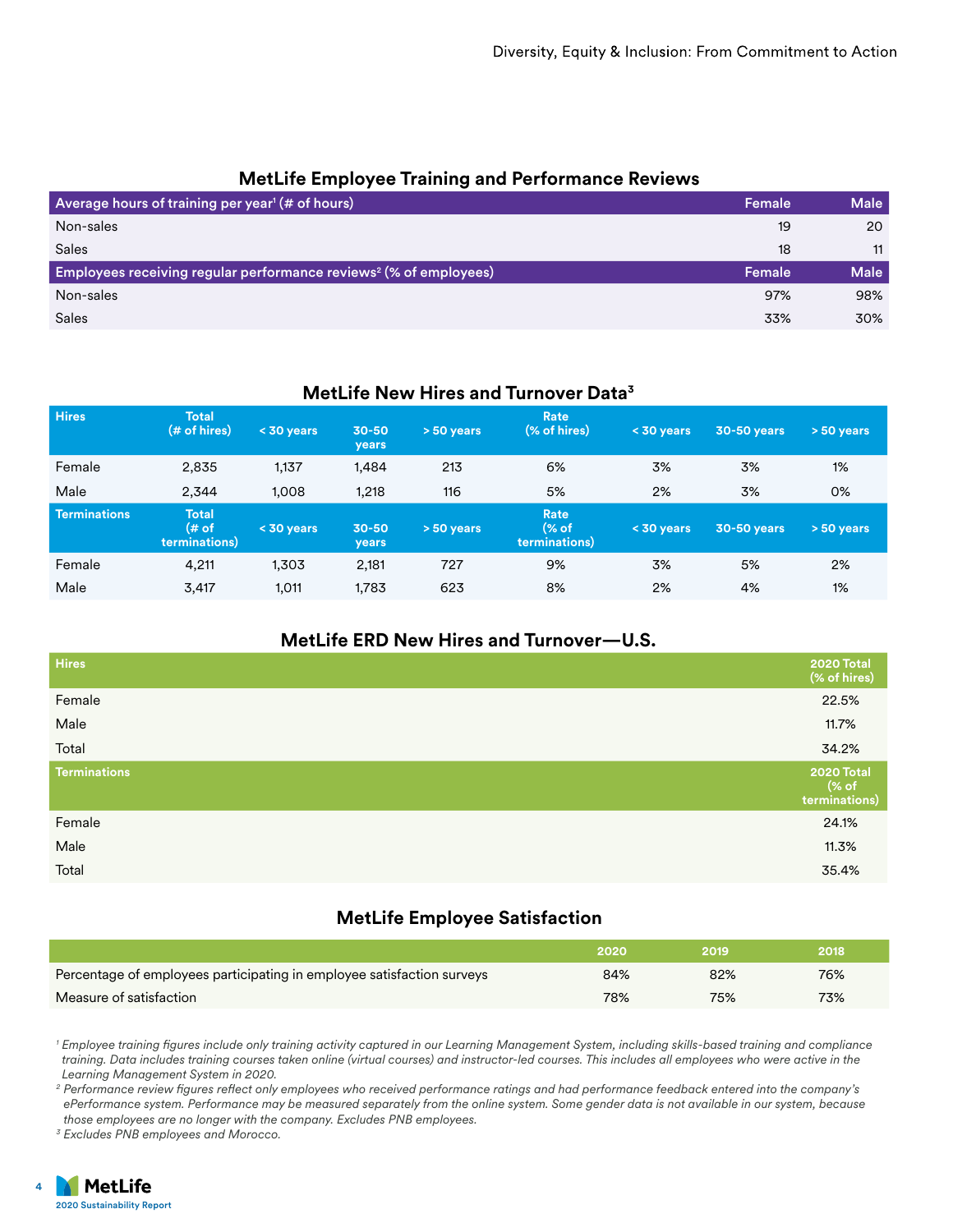## MetLife Employee Training and Performance Reviews

| Average hours of training per year[1] (# of hours) | Female | Male |
|---|---|---|
| Non-sales | 19 | 20 |
| Sales | 18 | 11 |
| **Employees receiving regular performance reviews[2] (% of employees)** | **Female** | **Male** |
| Non-sales | 97% | 98% |
| Sales | 33% | 30% |

## MetLife New Hires and Turnover Data[3]

| Hires | Total (# of hires) | < 30 years | 30-50 years | > 50 years | Rate (% of hires) | < 30 years | 30-50 years | > 50 years |
|---|---|---|---|---|---|---|---|---|
| Female | 2,835 | 1,137 | 1,484 | 213 | 6% | 3% | 3% | 1% |
| Male | 2,344 | 1,008 | 1,218 | 116 | 5% | 2% | 3% | 0% |
| **Terminations** | **Total (# of terminations)** | **< 30 years** | **30-50 years** | **> 50 years** | **Rate (% of terminations)** | **< 30 years** | **30-50 years** | **> 50 years** |
| Female | 4,211 | 1,303 | 2,181 | 727 | 9% | 3% | 5% | 2% |
| Male | 3,417 | 1,011 | 1,783 | 623 | 8% | 2% | 4% | 1% |

## MetLife ERD New Hires and Turnover—U.S.

| Hires | 2020 Total (% of hires) |
|---|---|
| Female | 22.5% |
| Male | 11.7% |
| Total | 34.2% |
| **Terminations** | **2020 Total (% of terminations)** |
| Female | 24.1% |
| Male | 11.3% |
| Total | 35.4% |

## MetLife Employee Satisfaction

| | 2020 | 2019 | 2018 |
|---|---|---|---|
| Percentage of employees participating in employee satisfaction surveys | 84% | 82% | 76% |
| Measure of satisfaction | 78% | 75% | 73% |

*[1] Employee training figures include only training activity captured in our Learning Management System, including skills-based training and compliance training. Data includes training courses taken online (virtual courses) and instructor-led courses. This includes all employees who were active in the Learning Management System in 2020.*

*[2] Performance review figures reflect only employees who received performance ratings and had performance feedback entered into the company's ePerformance system. Performance may be measured separately from the online system. Some gender data is not available in our system, because those employees are no longer with the company. Excludes PNB employees.*

*[3] Excludes PNB employees and Morocco.*